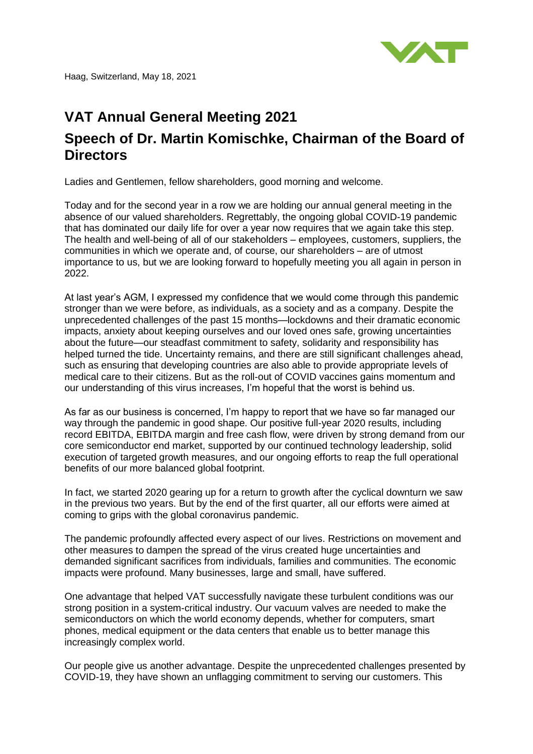Haag, Switzerland, May 18, 2021

# VAT Annual General Meeting 2021

# Speech of Dr. Martin Komischke, Chairman of the Board of Directors

Ladies and Gentlemen, fellow shareholders, good morning and welcome.

Today and for the second year in a row we are holding our annual general meeting in the absence of our valued shareholders. Regrettably, the ongoing global COVID-19 pandemic that has dominated our daily life for over a year now requires that we again take this step. The health and well-being of all of our stakeholders – employees, customers, suppliers, the communities in which we operate and, of course, our shareholders – are of utmost importance to us, but we are looking forward to hopefully meeting you all again in person in 2022.

At last year's AGM, I expressed my confidence that we would come through this pandemic stronger than we were before, as individuals, as a society and as a company. Despite the unprecedented challenges of the past 15 months—lockdowns and their dramatic economic impacts, anxiety about keeping ourselves and our loved ones safe, growing uncertainties about the future—our steadfast commitment to safety, solidarity and responsibility has helped turned the tide. Uncertainty remains, and there are still significant challenges ahead, such as ensuring that developing countries are also able to provide appropriate levels of medical care to their citizens. But as the roll-out of COVID vaccines gains momentum and our understanding of this virus increases, I'm hopeful that the worst is behind us.

As far as our business is concerned, I'm happy to report that we have so far managed our way through the pandemic in good shape. Our positive full-year 2020 results, including record EBITDA, EBITDA margin and free cash flow, were driven by strong demand from our core semiconductor end market, supported by our continued technology leadership, solid execution of targeted growth measures, and our ongoing efforts to reap the full operational benefits of our more balanced global footprint.

In fact, we started 2020 gearing up for a return to growth after the cyclical downturn we saw in the previous two years. But by the end of the first quarter, all our efforts were aimed at coming to grips with the global coronavirus pandemic.

The pandemic profoundly affected every aspect of our lives. Restrictions on movement and other measures to dampen the spread of the virus created huge uncertainties and demanded significant sacrifices from individuals, families and communities. The economic impacts were profound. Many businesses, large and small, have suffered.

One advantage that helped VAT successfully navigate these turbulent conditions was our strong position in a system-critical industry. Our vacuum valves are needed to make the semiconductors on which the world economy depends, whether for computers, smart phones, medical equipment or the data centers that enable us to better manage this increasingly complex world.

Our people give us another advantage. Despite the unprecedented challenges presented by COVID-19, they have shown an unflagging commitment to serving our customers. This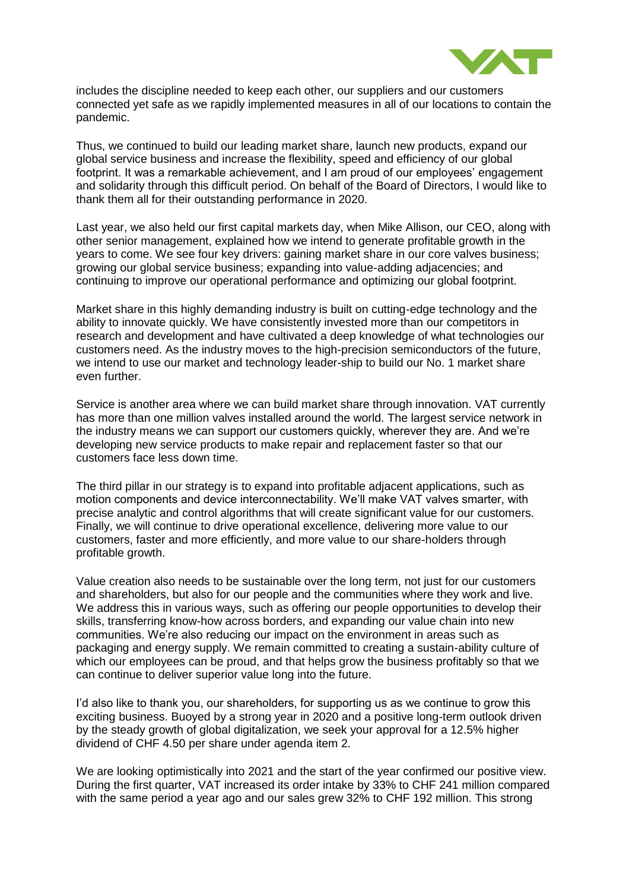includes the discipline needed to keep each other, our suppliers and our customers connected yet safe as we rapidly implemented measures in all of our locations to contain the pandemic.

Thus, we continued to build our leading market share, launch new products, expand our global service business and increase the flexibility, speed and efficiency of our global footprint. It was a remarkable achievement, and I am proud of our employees' engagement and solidarity through this difficult period. On behalf of the Board of Directors, I would like to thank them all for their outstanding performance in 2020.

Last year, we also held our first capital markets day, when Mike Allison, our CEO, along with other senior management, explained how we intend to generate profitable growth in the years to come. We see four key drivers: gaining market share in our core valves business; growing our global service business; expanding into value-adding adjacencies; and continuing to improve our operational performance and optimizing our global footprint.

Market share in this highly demanding industry is built on cutting-edge technology and the ability to innovate quickly. We have consistently invested more than our competitors in research and development and have cultivated a deep knowledge of what technologies our customers need. As the industry moves to the high-precision semiconductors of the future, we intend to use our market and technology leader-ship to build our No. 1 market share even further.

Service is another area where we can build market share through innovation. VAT currently has more than one million valves installed around the world. The largest service network in the industry means we can support our customers quickly, wherever they are. And we're developing new service products to make repair and replacement faster so that our customers face less down time.

The third pillar in our strategy is to expand into profitable adjacent applications, such as motion components and device interconnectability. We'll make VAT valves smarter, with precise analytic and control algorithms that will create significant value for our customers. Finally, we will continue to drive operational excellence, delivering more value to our customers, faster and more efficiently, and more value to our share-holders through profitable growth.

Value creation also needs to be sustainable over the long term, not just for our customers and shareholders, but also for our people and the communities where they work and live. We address this in various ways, such as offering our people opportunities to develop their skills, transferring know-how across borders, and expanding our value chain into new communities. We're also reducing our impact on the environment in areas such as packaging and energy supply. We remain committed to creating a sustain-ability culture of which our employees can be proud, and that helps grow the business profitably so that we can continue to deliver superior value long into the future.

I'd also like to thank you, our shareholders, for supporting us as we continue to grow this exciting business. Buoyed by a strong year in 2020 and a positive long-term outlook driven by the steady growth of global digitalization, we seek your approval for a 12.5% higher dividend of CHF 4.50 per share under agenda item 2.

We are looking optimistically into 2021 and the start of the year confirmed our positive view. During the first quarter, VAT increased its order intake by 33% to CHF 241 million compared with the same period a year ago and our sales grew 32% to CHF 192 million. This strong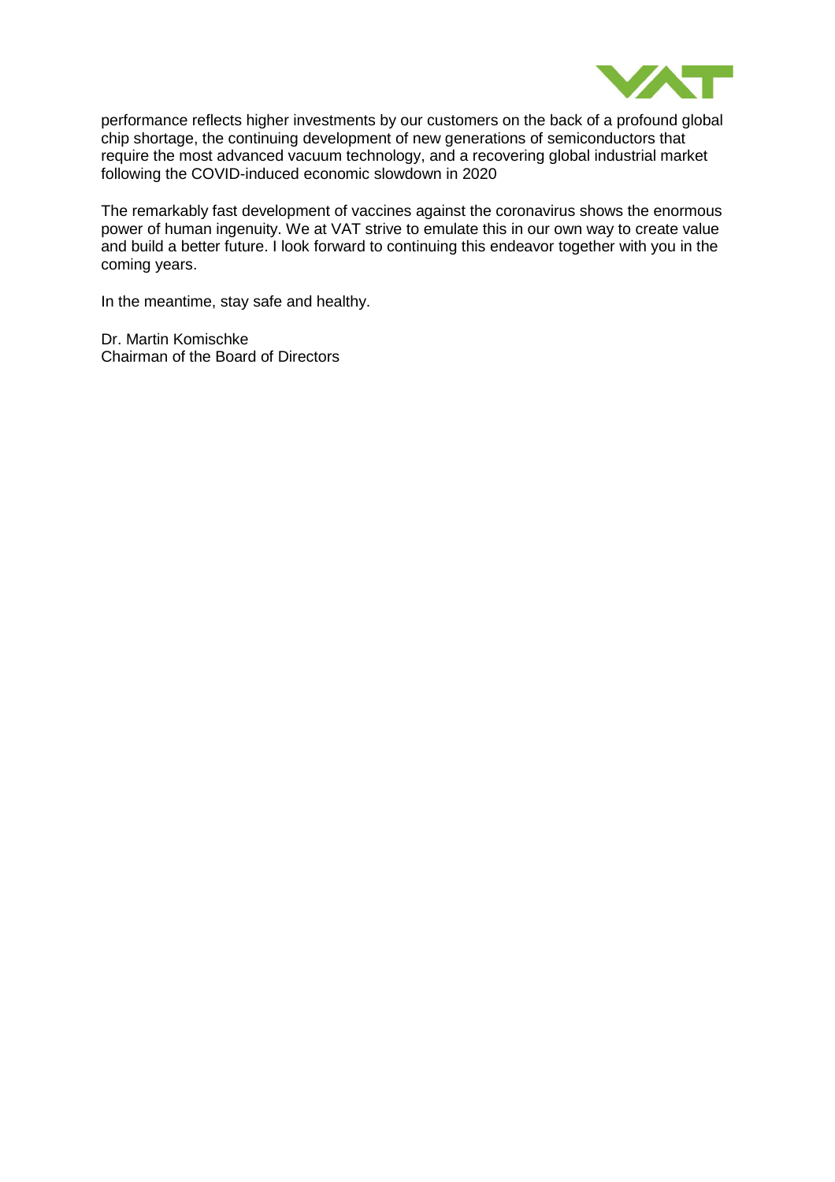performance reflects higher investments by our customers on the back of a profound global chip shortage, the continuing development of new generations of semiconductors that require the most advanced vacuum technology, and a recovering global industrial market following the COVID-induced economic slowdown in 2020

The remarkably fast development of vaccines against the coronavirus shows the enormous power of human ingenuity. We at VAT strive to emulate this in our own way to create value and build a better future. I look forward to continuing this endeavor together with you in the coming years.

In the meantime, stay safe and healthy.

Dr. Martin Komischke
Chairman of the Board of Directors